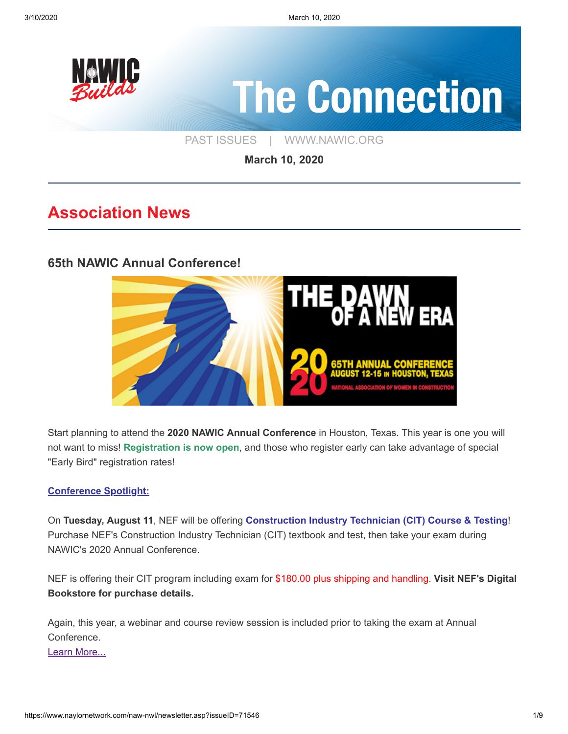# The Connection

PAST ISSUES | WWW.NAWIC.ORG

**March 10, 2020**

## Association News

### 65th NAWIC Annual Conference!

THE DAWN OF A NEW ERA

2020 65TH ANNUAL CONFERENCE AUGUST 12-15 IN HOUSTON, TEXAS

NATIONAL ASSOCIATION OF WOMEN IN CONSTRUCTION

Start planning to attend the **2020 NAWIC Annual Conference** in Houston, Texas. This year is one you will not want to miss! **Registration is now open**, and those who register early can take advantage of special "Early Bird" registration rates!

**Conference Spotlight:**

On **Tuesday, August 11**, NEF will be offering **Construction Industry Technician (CIT) Course & Testing**! Purchase NEF's Construction Industry Technician (CIT) textbook and test, then take your exam during NAWIC's 2020 Annual Conference.

NEF is offering their CIT program including exam for $180.00 plus shipping and handling. **Visit NEF's Digital Bookstore for purchase details.**

Again, this year, a webinar and course review session is included prior to taking the exam at Annual Conference.
Learn More...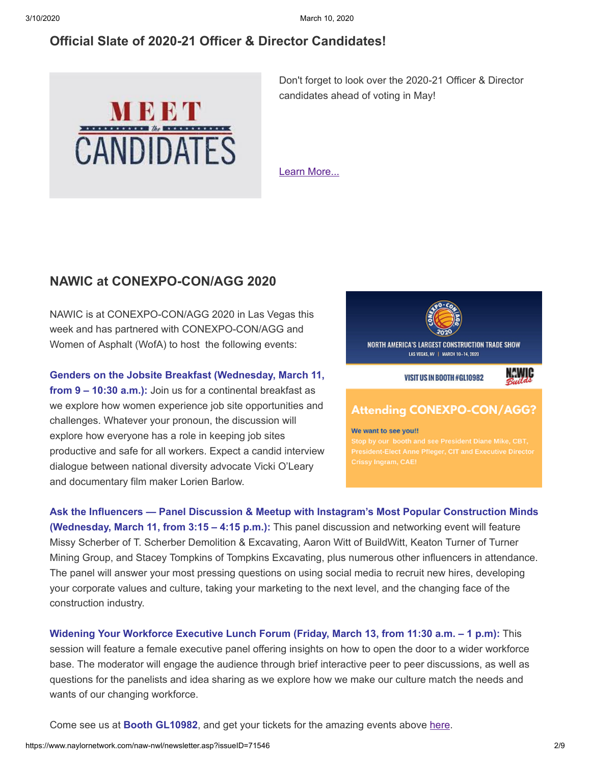## Official Slate of 2020-21 Officer & Director Candidates!

Don't forget to look over the 2020-21 Officer & Director candidates ahead of voting in May!

Learn More...

## NAWIC at CONEXPO-CON/AGG 2020

NAWIC is at CONEXPO-CON/AGG 2020 in Las Vegas this week and has partnered with CONEXPO-CON/AGG and Women of Asphalt (WofA) to host the following events:

**Genders on the Jobsite Breakfast (Wednesday, March 11, from 9 – 10:30 a.m.):** Join us for a continental breakfast as we explore how women experience job site opportunities and challenges. Whatever your pronoun, the discussion will explore how everyone has a role in keeping job sites productive and safe for all workers. Expect a candid interview dialogue between national diversity advocate Vicki O'Leary and documentary film maker Lorien Barlow.

**Ask the Influencers — Panel Discussion & Meetup with Instagram's Most Popular Construction Minds (Wednesday, March 11, from 3:15 – 4:15 p.m.):** This panel discussion and networking event will feature Missy Scherber of T. Scherber Demolition & Excavating, Aaron Witt of BuildWitt, Keaton Turner of Turner Mining Group, and Stacey Tompkins of Tompkins Excavating, plus numerous other influencers in attendance. The panel will answer your most pressing questions on using social media to recruit new hires, developing your corporate values and culture, taking your marketing to the next level, and the changing face of the construction industry.

**Widening Your Workforce Executive Lunch Forum (Friday, March 13, from 11:30 a.m. – 1 p.m):** This session will feature a female executive panel offering insights on how to open the door to a wider workforce base. The moderator will engage the audience through brief interactive peer to peer discussions, as well as questions for the panelists and idea sharing as we explore how we make our culture match the needs and wants of our changing workforce.

Come see us at **Booth GL10982**, and get your tickets for the amazing events above here.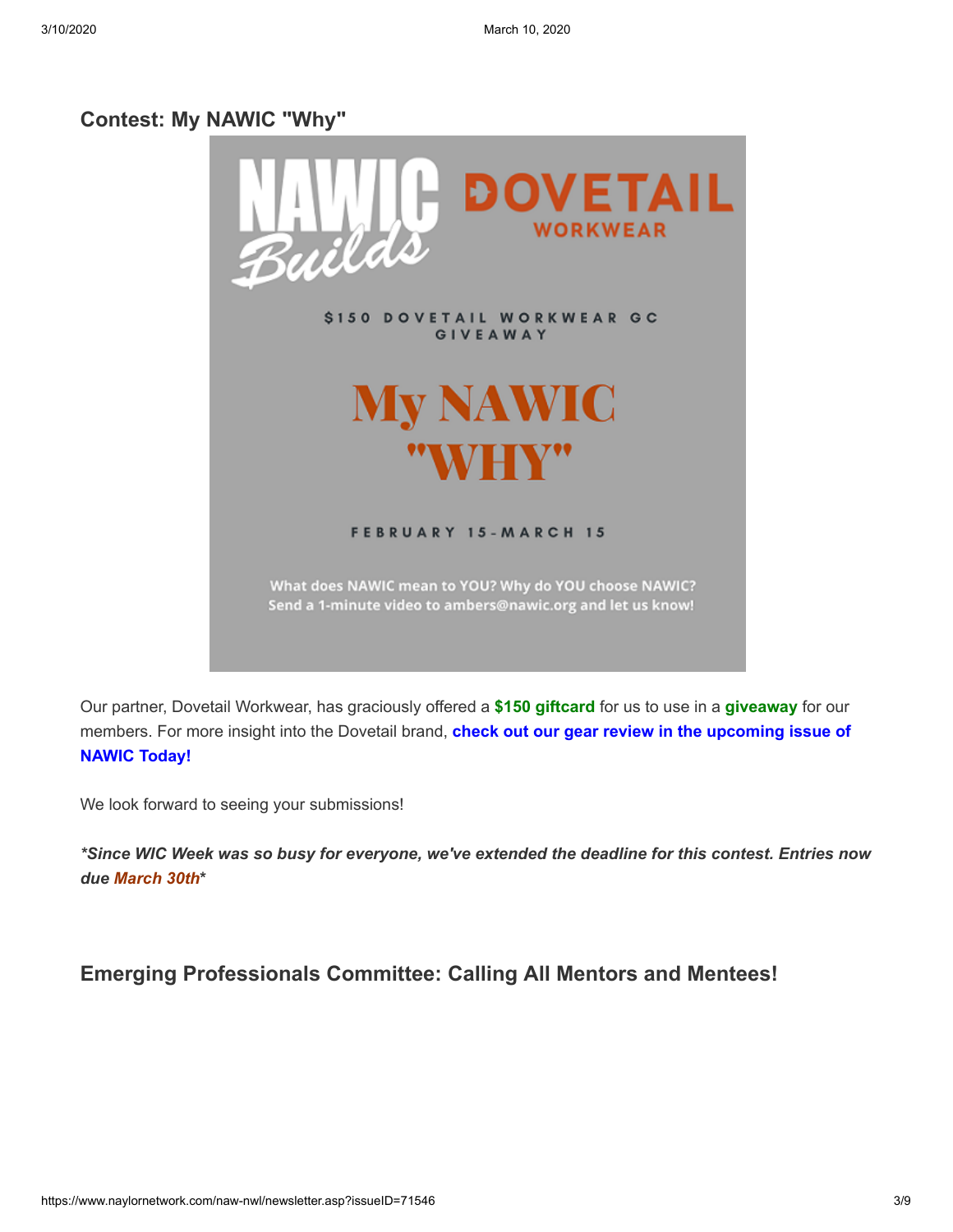## Contest: My NAWIC "Why"

NAWIC Builds | DOVETAIL WORKWEAR

$150 DOVETAIL WORKWEAR GC GIVEAWAY

My NAWIC "WHY"

FEBRUARY 15-MARCH 15

What does NAWIC mean to YOU? Why do YOU choose NAWIC? Send a 1-minute video to ambers@nawic.org and let us know!

Our partner, Dovetail Workwear, has graciously offered a **$150 giftcard** for us to use in a **giveaway** for our members. For more insight into the Dovetail brand, **check out our gear review in the upcoming issue of NAWIC Today!**

We look forward to seeing your submissions!

***Since WIC Week was so busy for everyone, we've extended the deadline for this contest. Entries now due March 30th***

## Emerging Professionals Committee: Calling All Mentors and Mentees!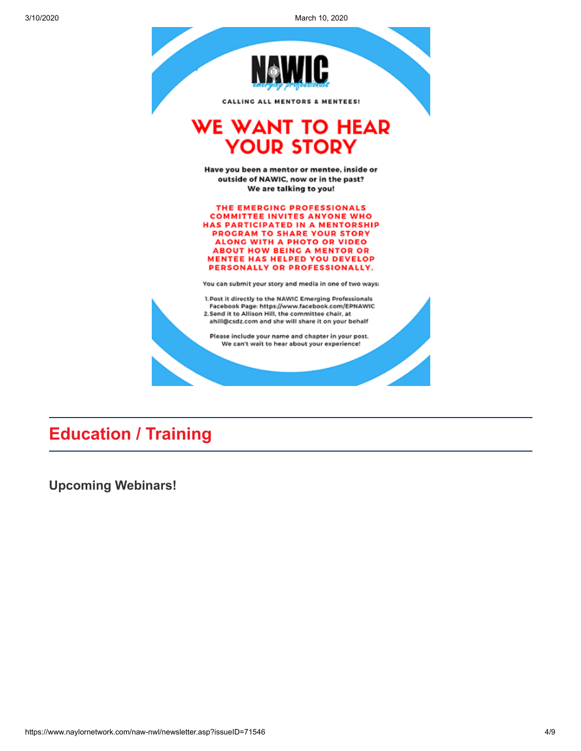NAWIC emerging professionals

CALLING ALL MENTORS & MENTEES!

# WE WANT TO HEAR YOUR STORY

**Have you been a mentor or mentee, inside or outside of NAWIC, now or in the past? We are talking to you!**

**THE EMERGING PROFESSIONALS COMMITTEE INVITES ANYONE WHO HAS PARTICIPATED IN A MENTORSHIP PROGRAM TO SHARE YOUR STORY ALONG WITH A PHOTO OR VIDEO ABOUT HOW BEING A MENTOR OR MENTEE HAS HELPED YOU DEVELOP PERSONALLY OR PROFESSIONALLY.**

You can submit your story and media in one of two ways:

1. Post it directly to the NAWIC Emerging Professionals Facebook Page: https://www.facebook.com/EPNAWIC
2. Send it to Allison Hill, the committee chair, at ahill@csdz.com and she will share it on your behalf

Please include your name and chapter in your post. We can't wait to hear about your experience!

## Education / Training

### Upcoming Webinars!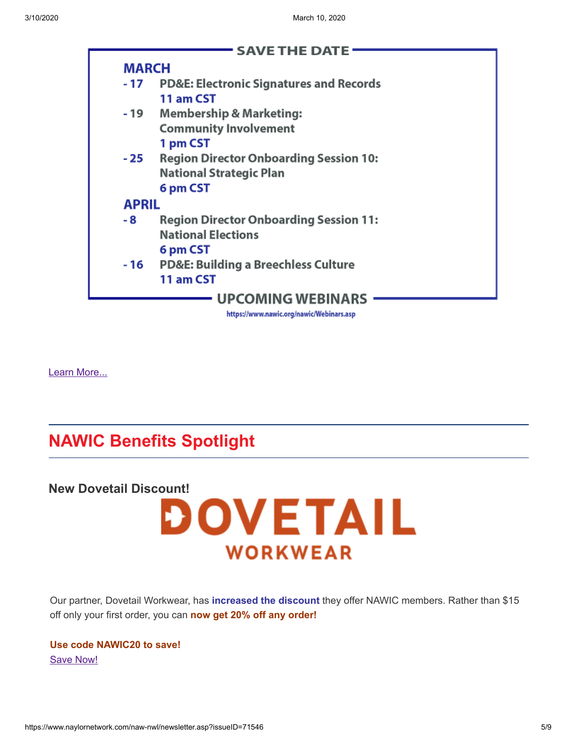**SAVE THE DATE**

**MARCH**

- **17** PD&E: Electronic Signatures and Records
  11 am CST
- **19** Membership & Marketing: Community Involvement
  1 pm CST
- **25** Region Director Onboarding Session 10: National Strategic Plan
  6 pm CST

**APRIL**

- **8** Region Director Onboarding Session 11: National Elections
  6 pm CST
- **16** PD&E: Building a Breechless Culture
  11 am CST

**UPCOMING WEBINARS**

https://www.nawic.org/nawic/Webinars.asp

Learn More...

## NAWIC Benefits Spotlight

**New Dovetail Discount!**

DOVETAIL WORKWEAR

Our partner, Dovetail Workwear, has **increased the discount** they offer NAWIC members. Rather than $15 off only your first order, you can **now get 20% off any order!**

**Use code NAWIC20 to save!**

Save Now!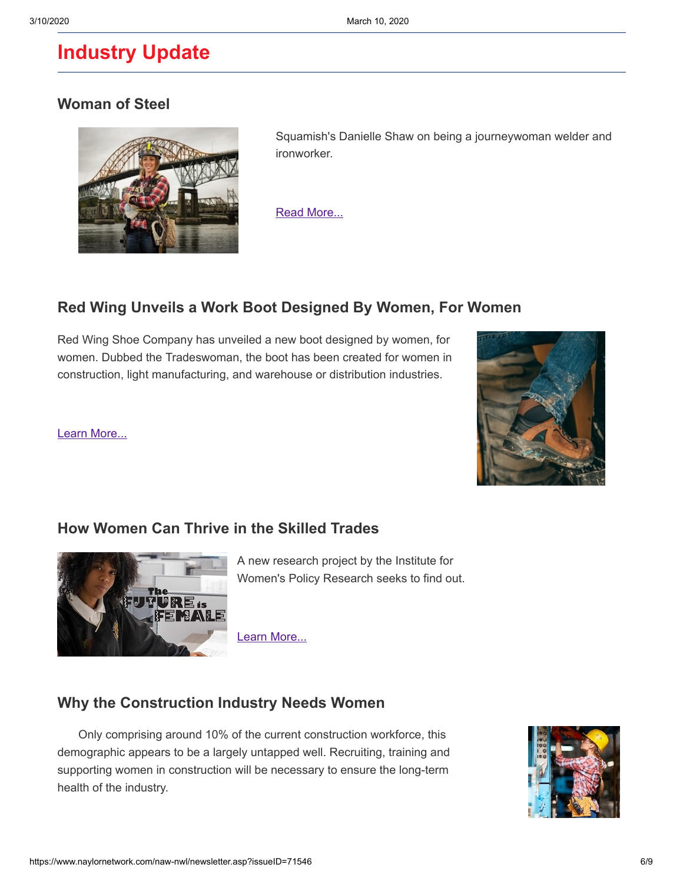# Industry Update

## Woman of Steel

Squamish's Danielle Shaw on being a journeywoman welder and ironworker.

Read More...

## Red Wing Unveils a Work Boot Designed By Women, For Women

Red Wing Shoe Company has unveiled a new boot designed by women, for women. Dubbed the Tradeswoman, the boot has been created for women in construction, light manufacturing, and warehouse or distribution industries.

Learn More...

## How Women Can Thrive in the Skilled Trades

A new research project by the Institute for Women's Policy Research seeks to find out.

Learn More...

## Why the Construction Industry Needs Women

Only comprising around 10% of the current construction workforce, this demographic appears to be a largely untapped well. Recruiting, training and supporting women in construction will be necessary to ensure the long-term health of the industry.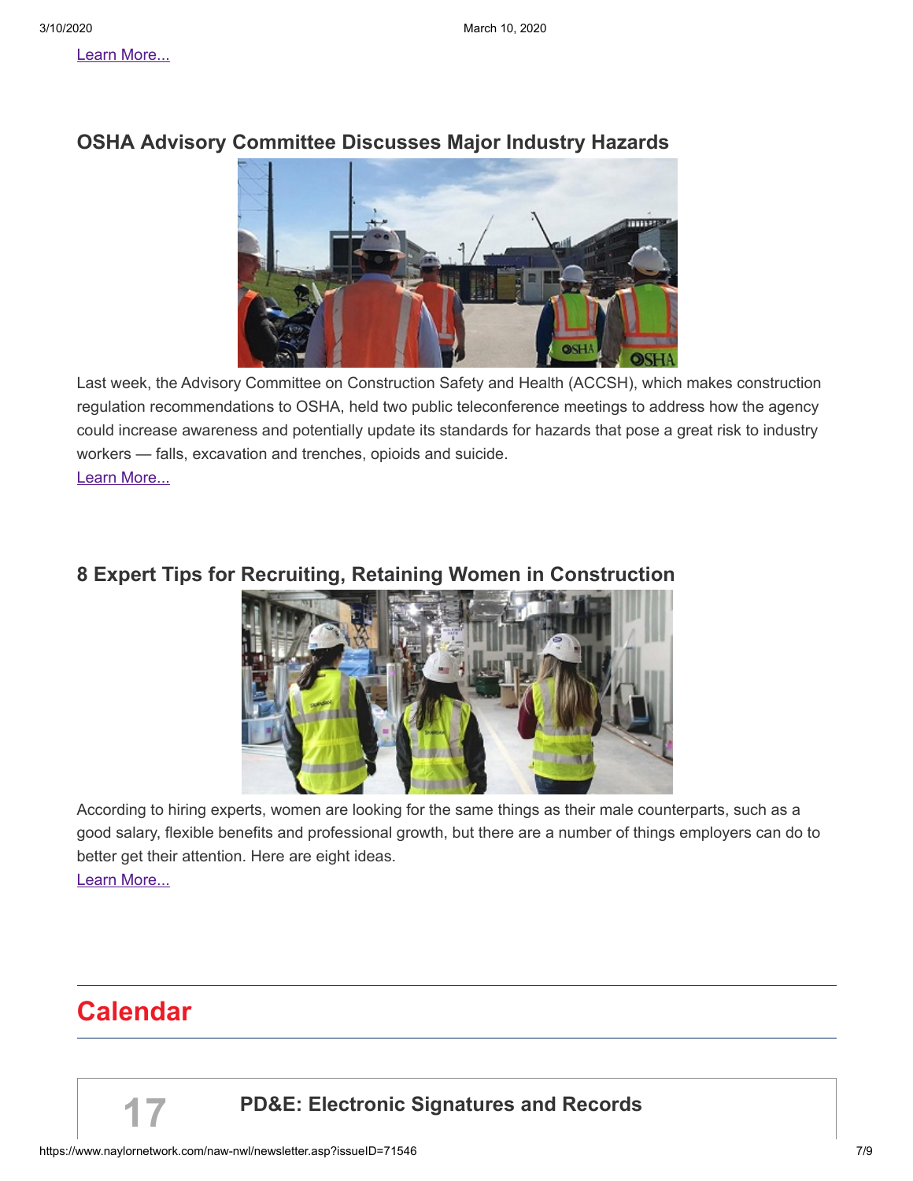Learn More...

### OSHA Advisory Committee Discusses Major Industry Hazards

Last week, the Advisory Committee on Construction Safety and Health (ACCSH), which makes construction regulation recommendations to OSHA, held two public teleconference meetings to address how the agency could increase awareness and potentially update its standards for hazards that pose a great risk to industry workers — falls, excavation and trenches, opioids and suicide.
Learn More...

### 8 Expert Tips for Recruiting, Retaining Women in Construction

According to hiring experts, women are looking for the same things as their male counterparts, such as a good salary, flexible benefits and professional growth, but there are a number of things employers can do to better get their attention. Here are eight ideas.
Learn More...

## Calendar

**17** **PD&E: Electronic Signatures and Records**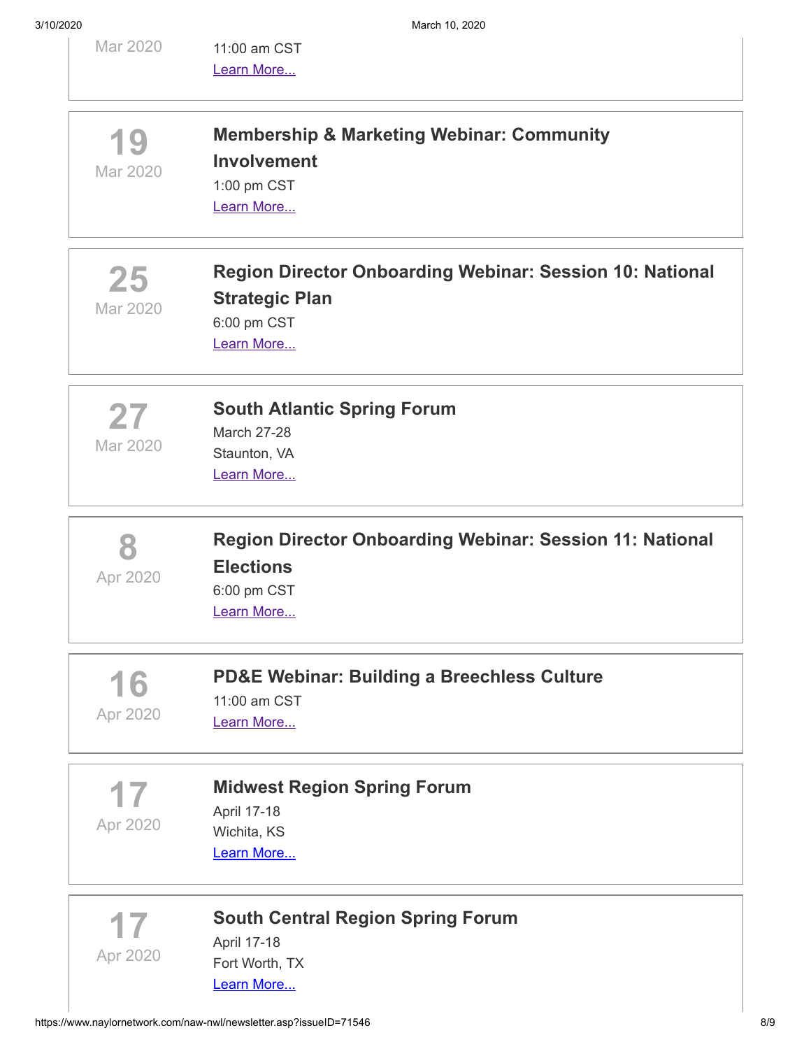Mar 2020

11:00 am CST

Learn More...

19
Mar 2020

**Membership & Marketing Webinar: Community Involvement**

1:00 pm CST

Learn More...

25
Mar 2020

**Region Director Onboarding Webinar: Session 10: National Strategic Plan**

6:00 pm CST

Learn More...

27
Mar 2020

**South Atlantic Spring Forum**

March 27-28

Staunton, VA

Learn More...

8
Apr 2020

**Region Director Onboarding Webinar: Session 11: National Elections**

6:00 pm CST

Learn More...

16
Apr 2020

**PD&E Webinar: Building a Breechless Culture**

11:00 am CST

Learn More...

17
Apr 2020

**Midwest Region Spring Forum**

April 17-18

Wichita, KS

Learn More...

17
Apr 2020

**South Central Region Spring Forum**

April 17-18

Fort Worth, TX

Learn More...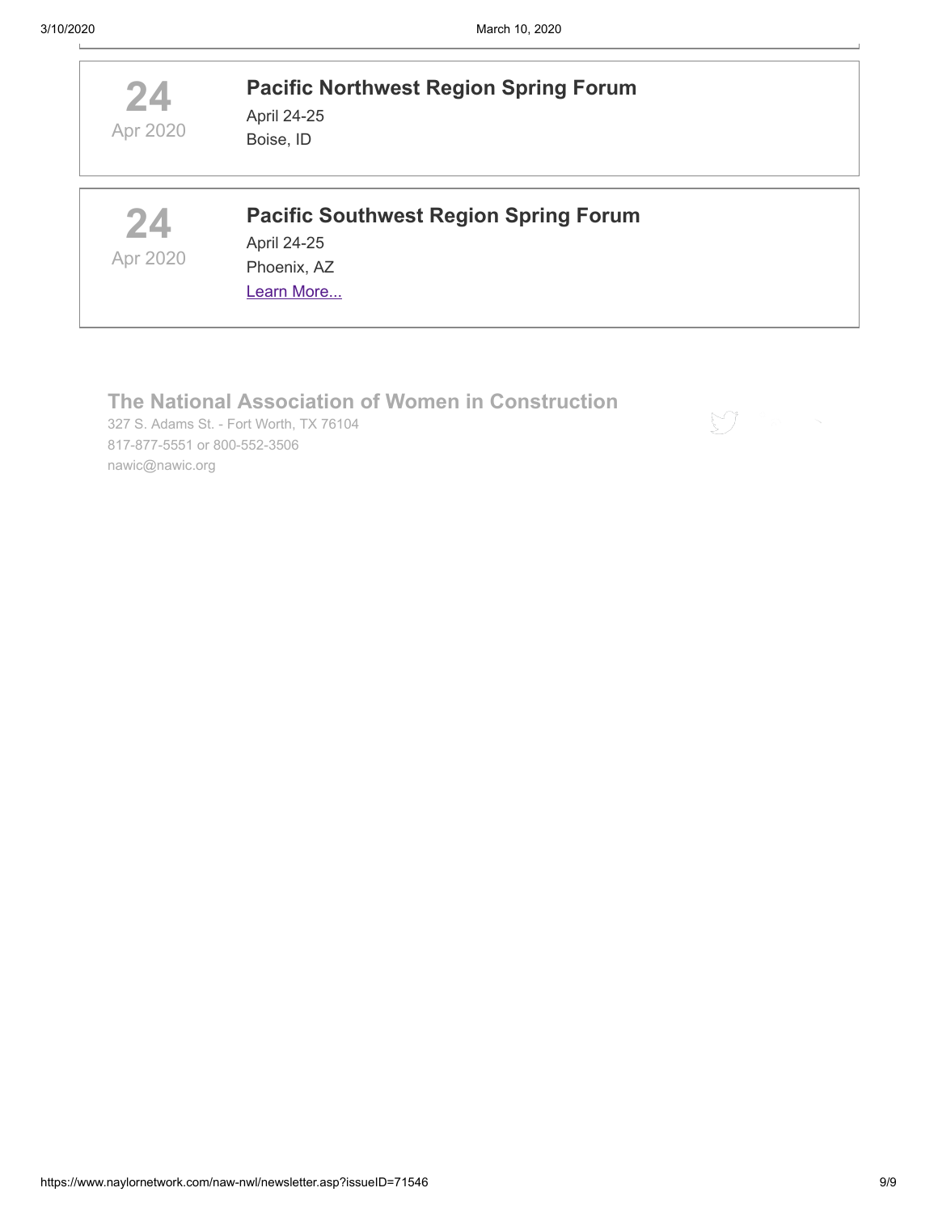24
Apr 2020

### Pacific Northwest Region Spring Forum

April 24-25
Boise, ID

24
Apr 2020

### Pacific Southwest Region Spring Forum

April 24-25
Phoenix, AZ
Learn More...

**The National Association of Women in Construction**
327 S. Adams St. - Fort Worth, TX 76104
817-877-5551 or 800-552-3506
nawic@nawic.org